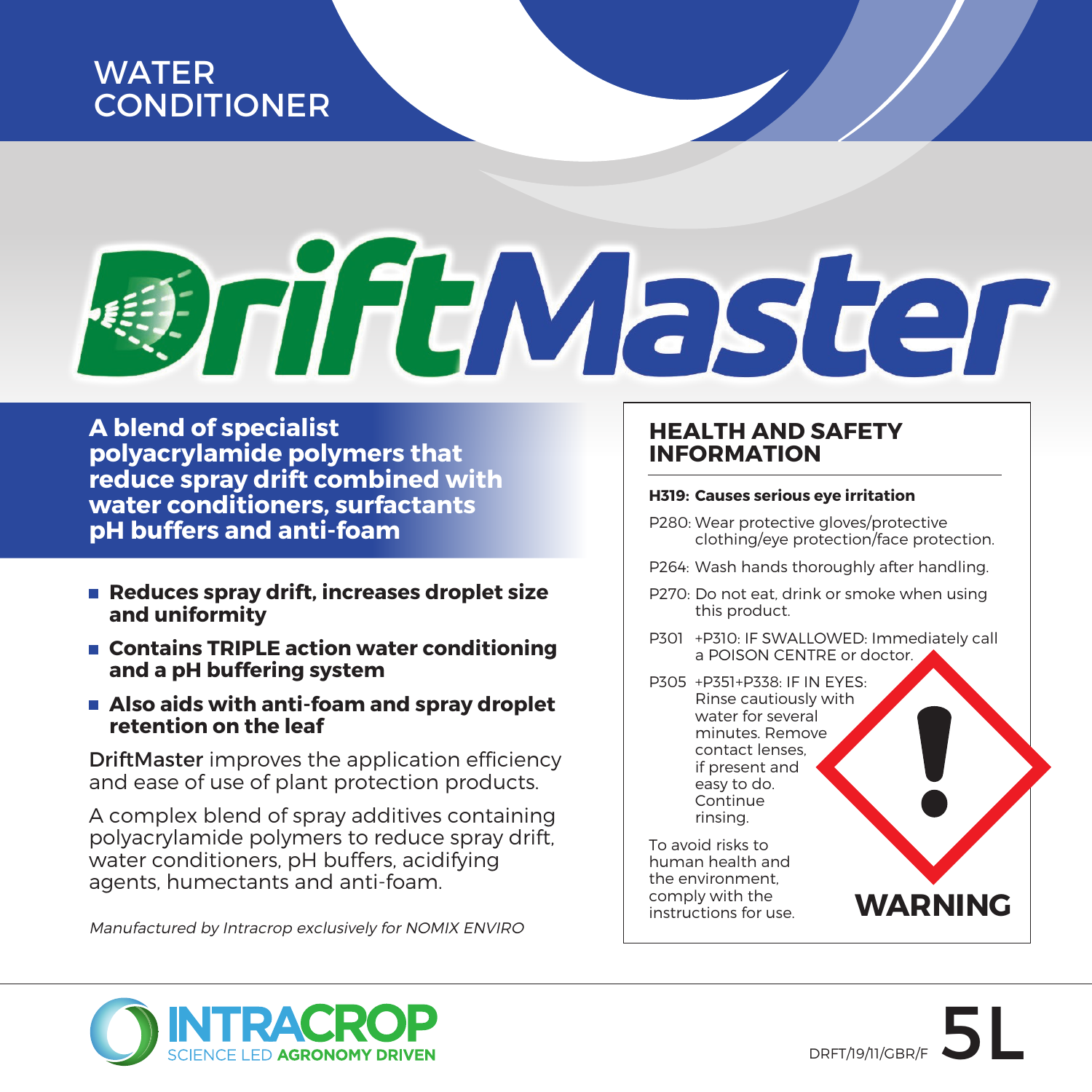WATER CONDITIONER

# DriftMaster

**A blend of specialist polyacrylamide polymers that reduce spray drift combined with water conditioners, surfactants pH buffers and anti-foam**

- **Reduces spray drift, increases droplet size and uniformity**
- **Contains TRIPLE action water conditioning and a pH buffering system**
- **Also aids with anti-foam and spray droplet retention on the leaf**

DriftMaster improves the application efficiency and ease of use of plant protection products.

A complex blend of spray additives containing polyacrylamide polymers to reduce spray drift, water conditioners, pH buffers, acidifying agents, humectants and anti-foam.

*Manufactured by Intracrop exclusively for NOMIX ENVIRO*

## HEALTH AND SAFETY INFORMATION

**H319: Causes serious eye irritation**

P280: Wear protective gloves/protective clothing/eye protection/face protection.

P264: Wash hands thoroughly after handling.

P270: Do not eat, drink or smoke when using this product.

P301 +P310: IF SWALLOWED: Immediately call a POISON CENTRE or doctor.

P305 +P351+P338: IF IN EYES: Rinse cautiously with water for several minutes. Remove contact lenses, if present and easy to do. Continue rinsing.

To avoid risks to human health and the environment, comply with the instructions for use.

**WARNING**

INTRACROP
SCIENCE LED **AGRONOMY DRIVEN**

DRFT/19/11/GBR/F 5L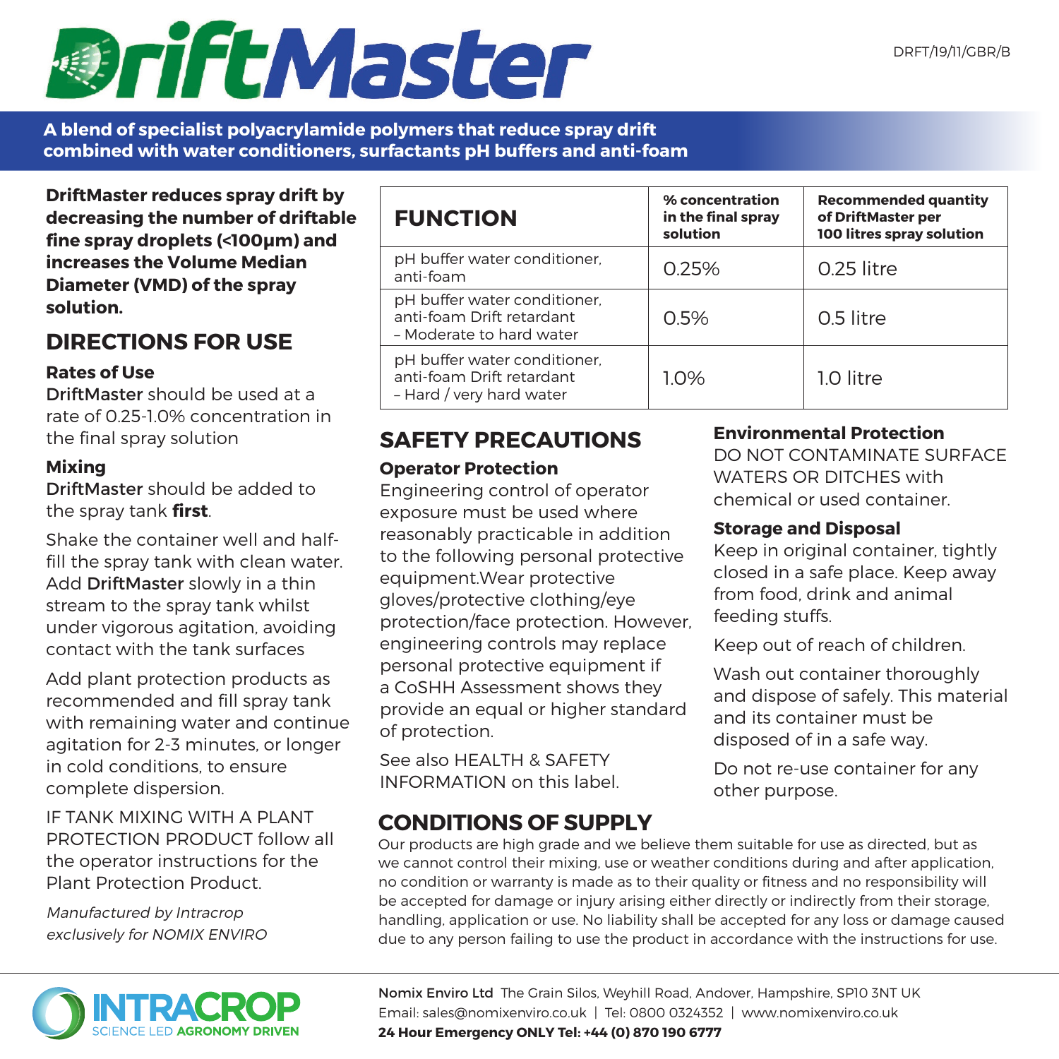# DriftMaster

DRFT/19/11/GBR/B

**A blend of specialist polyacrylamide polymers that reduce spray drift combined with water conditioners, surfactants pH buffers and anti-foam**

**DriftMaster reduces spray drift by decreasing the number of driftable fine spray droplets (<100μm) and increases the Volume Median Diameter (VMD) of the spray solution.**

## DIRECTIONS FOR USE

### Rates of Use

DriftMaster should be used at a rate of 0.25-1.0% concentration in the final spray solution

### Mixing

DriftMaster should be added to the spray tank **first**.

Shake the container well and half-fill the spray tank with clean water. Add DriftMaster slowly in a thin stream to the spray tank whilst under vigorous agitation, avoiding contact with the tank surfaces

Add plant protection products as recommended and fill spray tank with remaining water and continue agitation for 2-3 minutes, or longer in cold conditions, to ensure complete dispersion.

IF TANK MIXING WITH A PLANT PROTECTION PRODUCT follow all the operator instructions for the Plant Protection Product.

*Manufactured by Intracrop exclusively for NOMIX ENVIRO*

| FUNCTION | % concentration in the final spray solution | Recommended quantity of DriftMaster per 100 litres spray solution |
|---|---|---|
| pH buffer water conditioner, anti-foam | 0.25% | 0.25 litre |
| pH buffer water conditioner, anti-foam Drift retardant – Moderate to hard water | 0.5% | 0.5 litre |
| pH buffer water conditioner, anti-foam Drift retardant – Hard / very hard water | 1.0% | 1.0 litre |

## SAFETY PRECAUTIONS

### Operator Protection

Engineering control of operator exposure must be used where reasonably practicable in addition to the following personal protective equipment.Wear protective gloves/protective clothing/eye protection/face protection. However, engineering controls may replace personal protective equipment if a CoSHH Assessment shows they provide an equal or higher standard of protection.

See also HEALTH & SAFETY INFORMATION on this label.

### Environmental Protection

DO NOT CONTAMINATE SURFACE WATERS OR DITCHES with chemical or used container.

### Storage and Disposal

Keep in original container, tightly closed in a safe place. Keep away from food, drink and animal feeding stuffs.

Keep out of reach of children.

Wash out container thoroughly and dispose of safely. This material and its container must be disposed of in a safe way.

Do not re-use container for any other purpose.

## CONDITIONS OF SUPPLY

Our products are high grade and we believe them suitable for use as directed, but as we cannot control their mixing, use or weather conditions during and after application, no condition or warranty is made as to their quality or fitness and no responsibility will be accepted for damage or injury arising either directly or indirectly from their storage, handling, application or use. No liability shall be accepted for any loss or damage caused due to any person failing to use the product in accordance with the instructions for use.

INTRACROP SCIENCE LED AGRONOMY DRIVEN

**Nomix Enviro Ltd** The Grain Silos, Weyhill Road, Andover, Hampshire, SP10 3NT UK
Email: sales@nomixenviro.co.uk | Tel: 0800 0324352 | www.nomixenviro.co.uk
**24 Hour Emergency ONLY Tel: +44 (0) 870 190 6777**